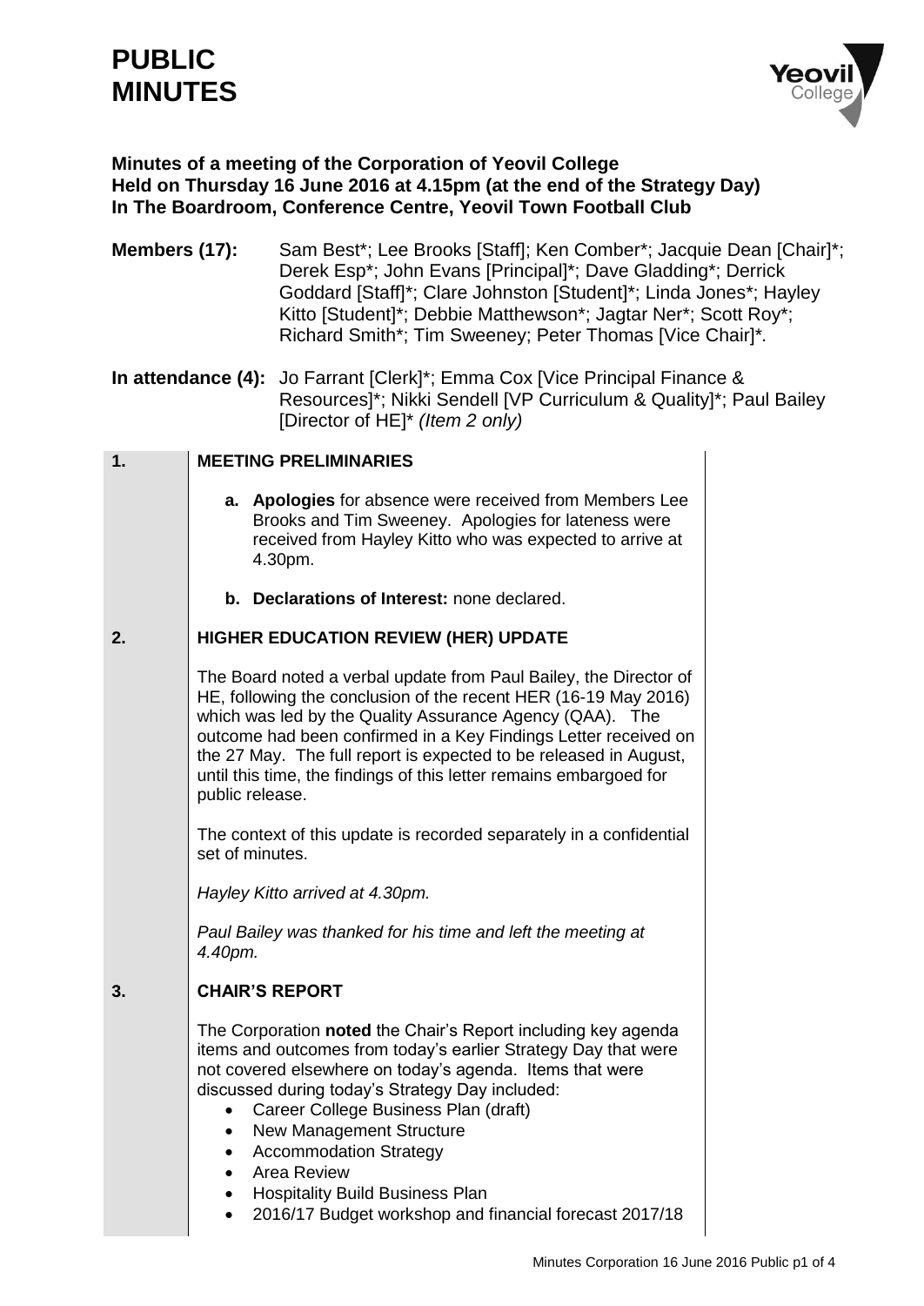# PUBLIC MINUTES

**Minutes of a meeting of the Corporation of Yeovil College**
**Held on Thursday 16 June 2016 at 4.15pm (at the end of the Strategy Day)**
**In The Boardroom, Conference Centre, Yeovil Town Football Club**

**Members (17):** Sam Best*; Lee Brooks [Staff]; Ken Comber*; Jacquie Dean [Chair]*; Derek Esp*; John Evans [Principal]*; Dave Gladding*; Derrick Goddard [Staff]*; Clare Johnston [Student]*; Linda Jones*; Hayley Kitto [Student]*; Debbie Matthewson*; Jagtar Ner*; Scott Roy*; Richard Smith*; Tim Sweeney; Peter Thomas [Vice Chair]*.

**In attendance (4):** Jo Farrant [Clerk]*; Emma Cox [Vice Principal Finance & Resources]*; Nikki Sendell [VP Curriculum & Quality]*; Paul Bailey [Director of HE]* *(Item 2 only)*

## 1. MEETING PRELIMINARIES

**a. Apologies** for absence were received from Members Lee Brooks and Tim Sweeney. Apologies for lateness were received from Hayley Kitto who was expected to arrive at 4.30pm.

**b. Declarations of Interest:** none declared.

## 2. HIGHER EDUCATION REVIEW (HER) UPDATE

The Board noted a verbal update from Paul Bailey, the Director of HE, following the conclusion of the recent HER (16-19 May 2016) which was led by the Quality Assurance Agency (QAA). The outcome had been confirmed in a Key Findings Letter received on the 27 May. The full report is expected to be released in August, until this time, the findings of this letter remains embargoed for public release.

The context of this update is recorded separately in a confidential set of minutes.

*Hayley Kitto arrived at 4.30pm.*

*Paul Bailey was thanked for his time and left the meeting at 4.40pm.*

## 3. CHAIR'S REPORT

The Corporation **noted** the Chair's Report including key agenda items and outcomes from today's earlier Strategy Day that were not covered elsewhere on today's agenda. Items that were discussed during today's Strategy Day included:

- Career College Business Plan (draft)
- New Management Structure
- Accommodation Strategy
- Area Review
- Hospitality Build Business Plan
- 2016/17 Budget workshop and financial forecast 2017/18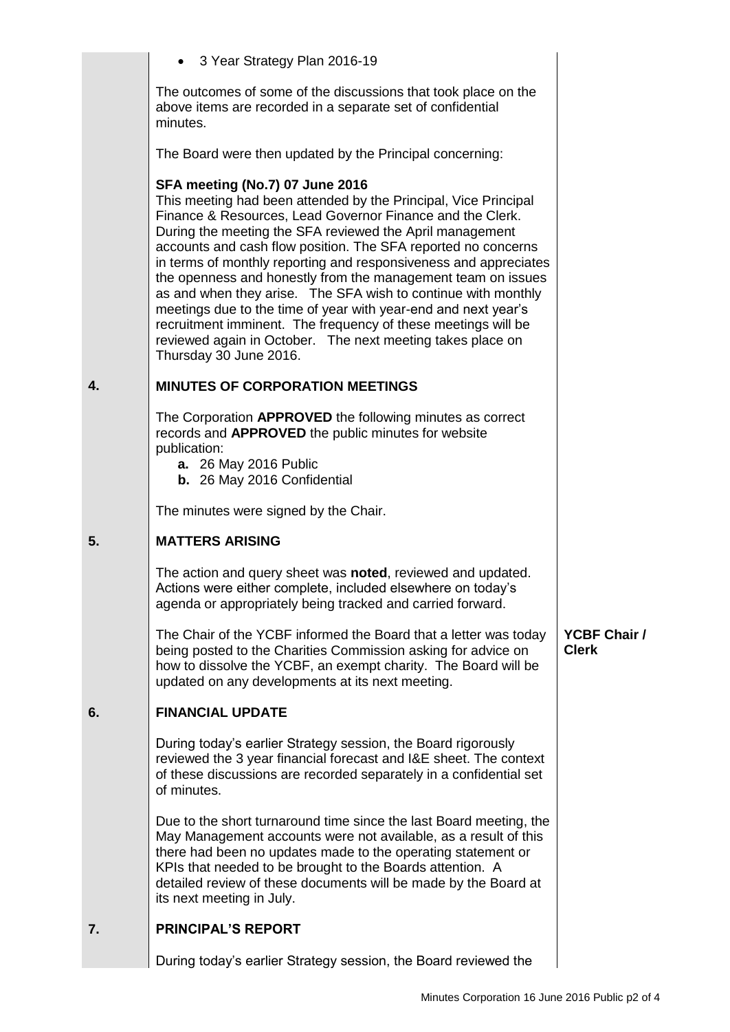- 3 Year Strategy Plan 2016-19

The outcomes of some of the discussions that took place on the above items are recorded in a separate set of confidential minutes.

The Board were then updated by the Principal concerning:

**SFA meeting (No.7) 07 June 2016**
This meeting had been attended by the Principal, Vice Principal Finance & Resources, Lead Governor Finance and the Clerk. During the meeting the SFA reviewed the April management accounts and cash flow position. The SFA reported no concerns in terms of monthly reporting and responsiveness and appreciates the openness and honestly from the management team on issues as and when they arise. The SFA wish to continue with monthly meetings due to the time of year with year-end and next year's recruitment imminent. The frequency of these meetings will be reviewed again in October. The next meeting takes place on Thursday 30 June 2016.

## 4. MINUTES OF CORPORATION MEETINGS

The Corporation **APPROVED** the following minutes as correct records and **APPROVED** the public minutes for website publication:

- **a.** 26 May 2016 Public
- **b.** 26 May 2016 Confidential

The minutes were signed by the Chair.

## 5. MATTERS ARISING

The action and query sheet was **noted**, reviewed and updated. Actions were either complete, included elsewhere on today's agenda or appropriately being tracked and carried forward.

The Chair of the YCBF informed the Board that a letter was today being posted to the Charities Commission asking for advice on how to dissolve the YCBF, an exempt charity. The Board will be updated on any developments at its next meeting. — **YCBF Chair / Clerk**

## 6. FINANCIAL UPDATE

During today's earlier Strategy session, the Board rigorously reviewed the 3 year financial forecast and I&E sheet. The context of these discussions are recorded separately in a confidential set of minutes.

Due to the short turnaround time since the last Board meeting, the May Management accounts were not available, as a result of this there had been no updates made to the operating statement or KPIs that needed to be brought to the Boards attention. A detailed review of these documents will be made by the Board at its next meeting in July.

## 7. PRINCIPAL'S REPORT

During today's earlier Strategy session, the Board reviewed the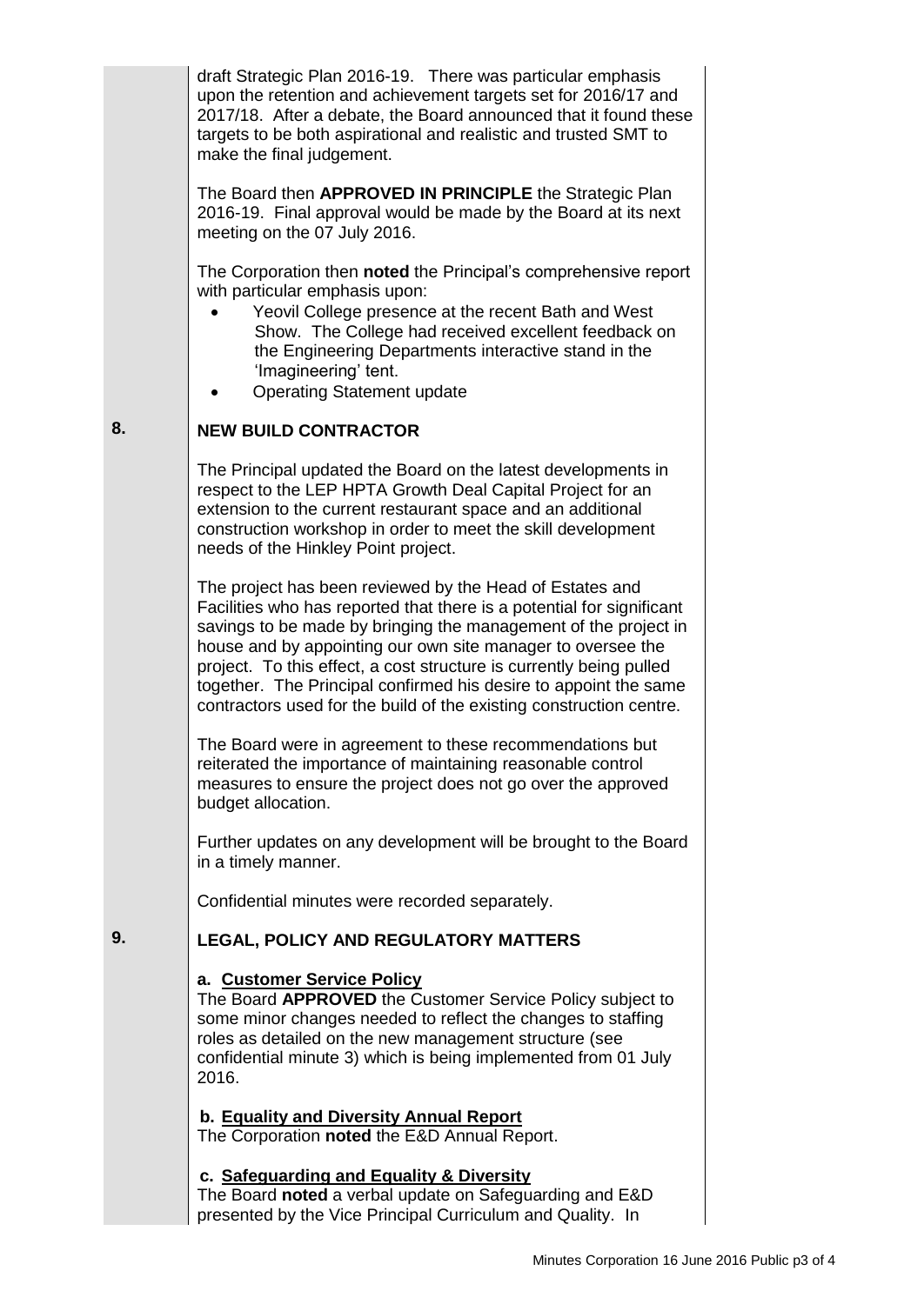draft Strategic Plan 2016-19. There was particular emphasis upon the retention and achievement targets set for 2016/17 and 2017/18. After a debate, the Board announced that it found these targets to be both aspirational and realistic and trusted SMT to make the final judgement.

The Board then **APPROVED IN PRINCIPLE** the Strategic Plan 2016-19. Final approval would be made by the Board at its next meeting on the 07 July 2016.

The Corporation then **noted** the Principal's comprehensive report with particular emphasis upon:

- Yeovil College presence at the recent Bath and West Show. The College had received excellent feedback on the Engineering Departments interactive stand in the 'Imagineering' tent.
- Operating Statement update

## 8. NEW BUILD CONTRACTOR

The Principal updated the Board on the latest developments in respect to the LEP HPTA Growth Deal Capital Project for an extension to the current restaurant space and an additional construction workshop in order to meet the skill development needs of the Hinkley Point project.

The project has been reviewed by the Head of Estates and Facilities who has reported that there is a potential for significant savings to be made by bringing the management of the project in house and by appointing our own site manager to oversee the project. To this effect, a cost structure is currently being pulled together. The Principal confirmed his desire to appoint the same contractors used for the build of the existing construction centre.

The Board were in agreement to these recommendations but reiterated the importance of maintaining reasonable control measures to ensure the project does not go over the approved budget allocation.

Further updates on any development will be brought to the Board in a timely manner.

Confidential minutes were recorded separately.

## 9. LEGAL, POLICY AND REGULATORY MATTERS

**a. Customer Service Policy**

The Board **APPROVED** the Customer Service Policy subject to some minor changes needed to reflect the changes to staffing roles as detailed on the new management structure (see confidential minute 3) which is being implemented from 01 July 2016.

**b. Equality and Diversity Annual Report**

The Corporation **noted** the E&D Annual Report.

**c. Safeguarding and Equality & Diversity**

The Board **noted** a verbal update on Safeguarding and E&D presented by the Vice Principal Curriculum and Quality. In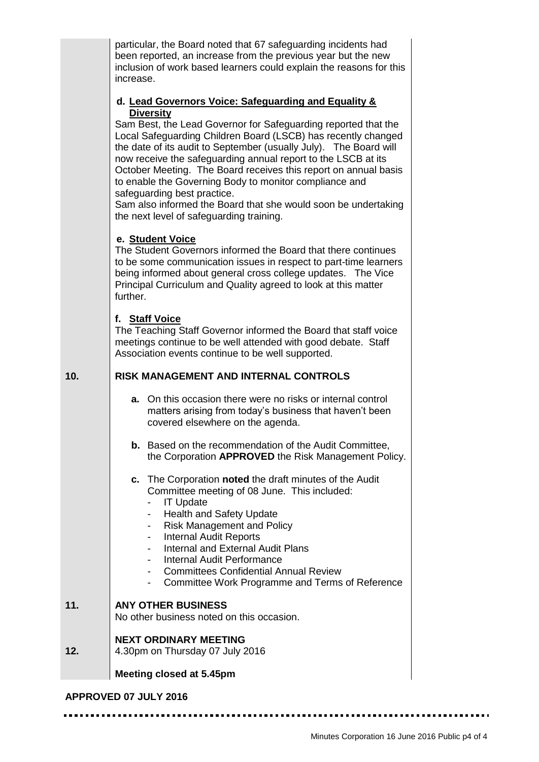particular, the Board noted that 67 safeguarding incidents had been reported, an increase from the previous year but the new inclusion of work based learners could explain the reasons for this increase.

**d. Lead Governors Voice: Safeguarding and Equality & Diversity**

Sam Best, the Lead Governor for Safeguarding reported that the Local Safeguarding Children Board (LSCB) has recently changed the date of its audit to September (usually July). The Board will now receive the safeguarding annual report to the LSCB at its October Meeting. The Board receives this report on annual basis to enable the Governing Body to monitor compliance and safeguarding best practice.

Sam also informed the Board that she would soon be undertaking the next level of safeguarding training.

**e. Student Voice**

The Student Governors informed the Board that there continues to be some communication issues in respect to part-time learners being informed about general cross college updates. The Vice Principal Curriculum and Quality agreed to look at this matter further.

**f. Staff Voice**

The Teaching Staff Governor informed the Board that staff voice meetings continue to be well attended with good debate. Staff Association events continue to be well supported.

**10. RISK MANAGEMENT AND INTERNAL CONTROLS**

**a.** On this occasion there were no risks or internal control matters arising from today's business that haven't been covered elsewhere on the agenda.

**b.** Based on the recommendation of the Audit Committee, the Corporation **APPROVED** the Risk Management Policy.

**c.** The Corporation **noted** the draft minutes of the Audit Committee meeting of 08 June. This included:
- IT Update
- Health and Safety Update
- Risk Management and Policy
- Internal Audit Reports
- Internal and External Audit Plans
- Internal Audit Performance
- Committees Confidential Annual Review
- Committee Work Programme and Terms of Reference

**11. ANY OTHER BUSINESS**

No other business noted on this occasion.

**12. NEXT ORDINARY MEETING**

4.30pm on Thursday 07 July 2016

**Meeting closed at 5.45pm**

**APPROVED 07 JULY 2016**